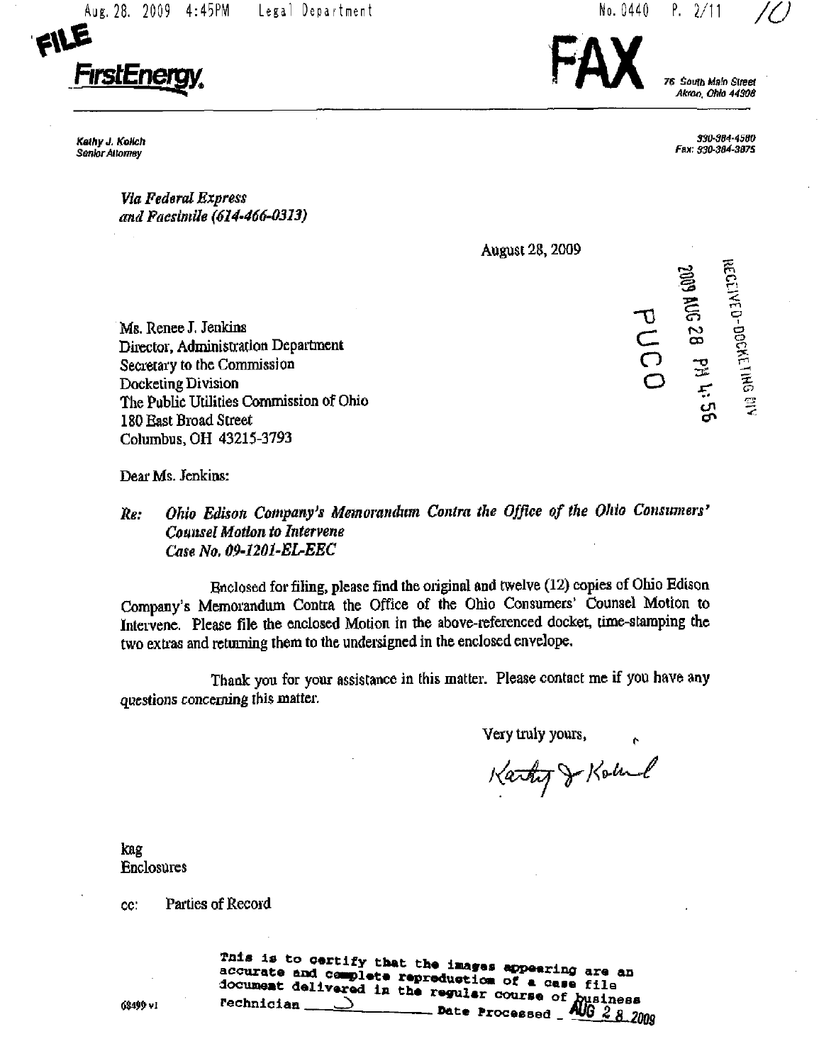FILE

**FirstEnergy**

**FAX**

*76 South Main Street*
*Akron, Ohio 44308*

*Kathy J. Kolich*
*Senior Attorney*

*330-384-4580*
*Fax: 330-384-3875*

***Via Federal Express***
***and Facsimile (614-466-0313)***

August 28, 2009

RECEIVED-DOCKETING DIV
2009 AUG 28 PM 4:56
PUCO

Ms. Renee J. Jenkins
Director, Administration Department
Secretary to the Commission
Docketing Division
The Public Utilities Commission of Ohio
180 East Broad Street
Columbus, OH 43215-3793

Dear Ms. Jenkins:

***Re: Ohio Edison Company's Memorandum Contra the Office of the Ohio Consumers' Counsel Motion to Intervene***
***Case No. 09-1201-EL-EEC***

Enclosed for filing, please find the original and twelve (12) copies of Ohio Edison Company's Memorandum Contra the Office of the Ohio Consumers' Counsel Motion to Intervene. Please file the enclosed Motion in the above-referenced docket, time-stamping the two extras and returning them to the undersigned in the enclosed envelope.

Thank you for your assistance in this matter. Please contact me if you have any questions concerning this matter.

Very truly yours,

Kathy J. Kolich

kag
Enclosures

cc: Parties of Record

68499 v1

This is to certify that the images appearing are an accurate and complete reproduction of a case file document delivered in the regular course of business
Technician ______ Date Processed AUG 28 2009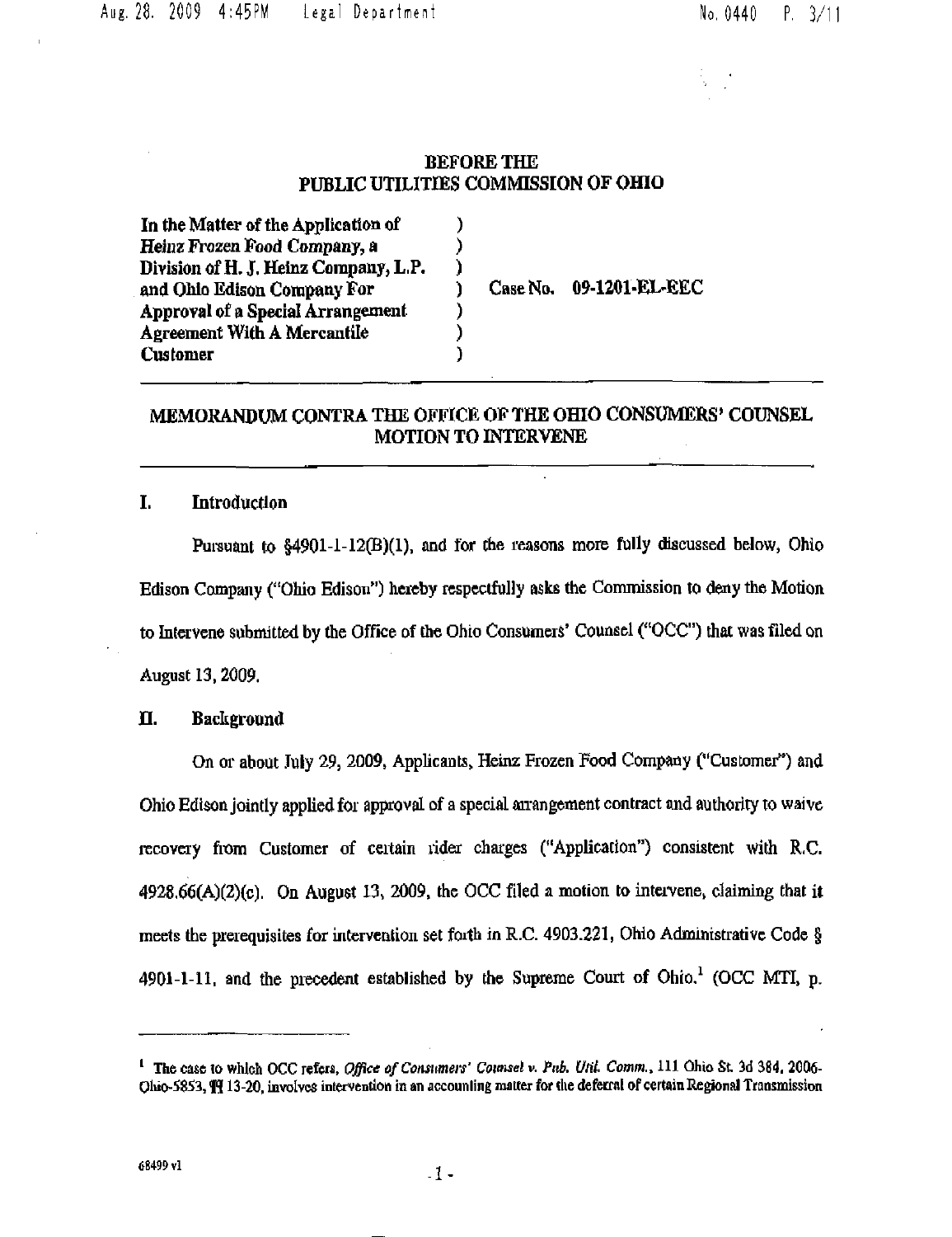**BEFORE THE**
**PUBLIC UTILITIES COMMISSION OF OHIO**

| | | |
|---|---|---|
| **In the Matter of the Application of Heinz Frozen Food Company, a Division of H. J. Heinz Company, L.P. and Ohio Edison Company For Approval of a Special Arrangement Agreement With A Mercantile Customer** | ) | Case No. **09-1201-EL-EEC** |

## MEMORANDUM CONTRA THE OFFICE OF THE OHIO CONSUMERS' COUNSEL MOTION TO INTERVENE

### I. Introduction

Pursuant to §4901-1-12(B)(1), and for the reasons more fully discussed below, Ohio Edison Company ("Ohio Edison") hereby respectfully asks the Commission to deny the Motion to Intervene submitted by the Office of the Ohio Consumers' Counsel ("OCC") that was filed on August 13, 2009.

### II. Background

On or about July 29, 2009, Applicants, Heinz Frozen Food Company ("Customer") and Ohio Edison jointly applied for approval of a special arrangement contract and authority to waive recovery from Customer of certain rider charges ("Application") consistent with R.C. 4928.66(A)(2)(c). On August 13, 2009, the OCC filed a motion to intervene, claiming that it meets the prerequisites for intervention set forth in R.C. 4903.221, Ohio Administrative Code § 4901-1-11, and the precedent established by the Supreme Court of Ohio.[1] (OCC MTI, p.

---

[1] The case to which OCC refers, *Office of Consumers' Counsel v. Pub. Util. Comm.*, 111 Ohio St. 3d 384, 2006-Ohio-5853, ¶¶ 13-20, involves intervention in an accounting matter for the deferral of certain Regional Transmission

68499 v1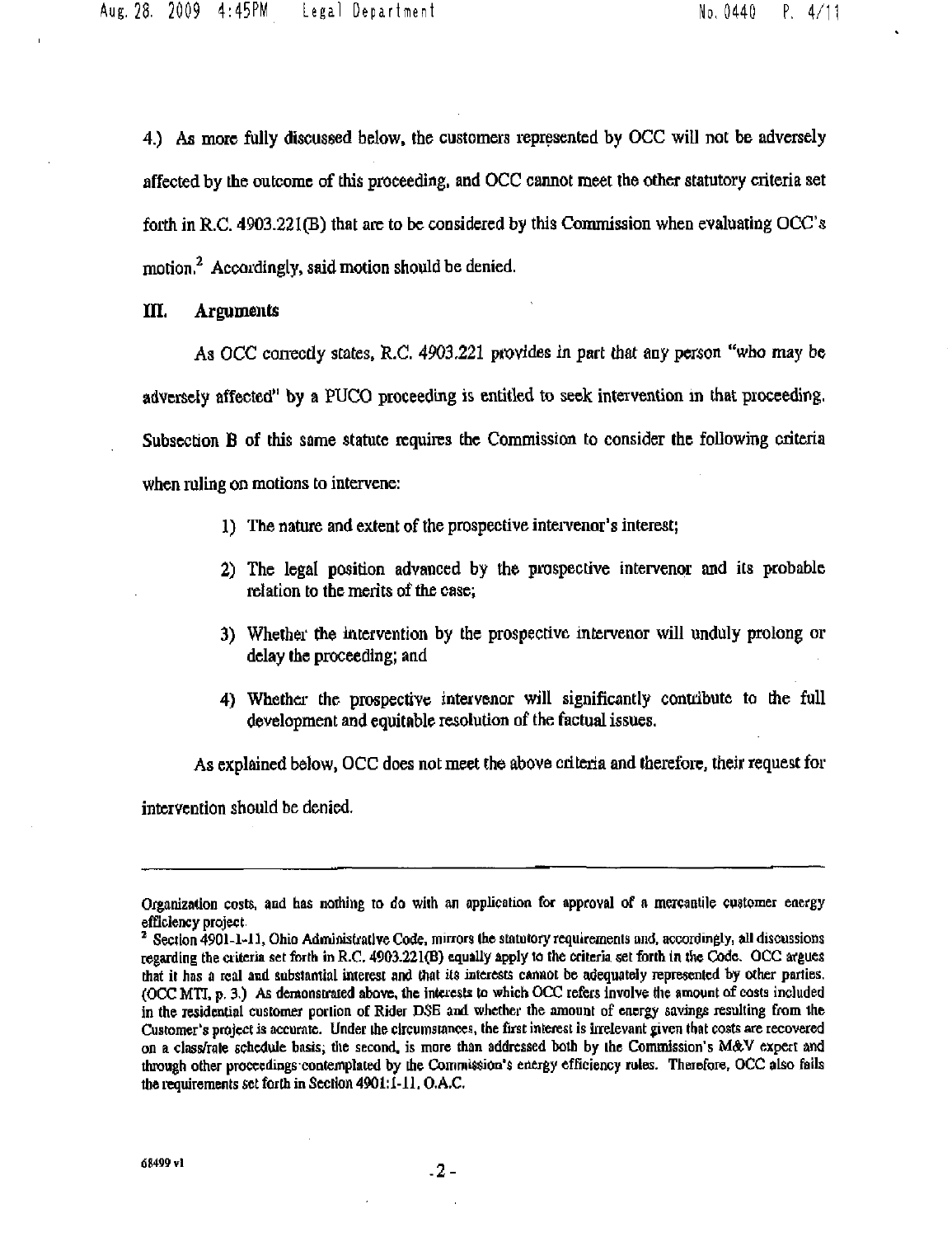4.) As more fully discussed below, the customers represented by OCC will not be adversely affected by the outcome of this proceeding, and OCC cannot meet the other statutory criteria set forth in R.C. 4903.221(B) that are to be considered by this Commission when evaluating OCC's motion.[2] Accordingly, said motion should be denied.

## III. Arguments

As OCC correctly states, R.C. 4903.221 provides in part that any person "who may be adversely affected" by a PUCO proceeding is entitled to seek intervention in that proceeding. Subsection B of this same statute requires the Commission to consider the following criteria when ruling on motions to intervene:

1) The nature and extent of the prospective intervenor's interest;
2) The legal position advanced by the prospective intervenor and its probable relation to the merits of the case;
3) Whether the intervention by the prospective intervenor will unduly prolong or delay the proceeding; and
4) Whether the prospective intervenor will significantly contribute to the full development and equitable resolution of the factual issues.

As explained below, OCC does not meet the above criteria and therefore, their request for intervention should be denied.

---

Organization costs, and has nothing to do with an application for approval of a mercantile customer energy efficiency project.

[2] Section 4901-1-11, Ohio Administrative Code, mirrors the statutory requirements and, accordingly, all discussions regarding the criteria set forth in R.C. 4903.221(B) equally apply to the criteria set forth in the Code. OCC argues that it has a real and substantial interest and that its interests cannot be adequately represented by other parties. (OCC MTI, p. 3.) As demonstrated above, the interests to which OCC refers involve the amount of costs included in the residential customer portion of Rider DSE and whether the amount of energy savings resulting from the Customer's project is accurate. Under the circumstances, the first interest is irrelevant given that costs are recovered on a class/rate schedule basis; the second, is more than addressed both by the Commission's M&V expert and through other proceedings contemplated by the Commission's energy efficiency rules. Therefore, OCC also fails the requirements set forth in Section 4901:1-11, O.A.C.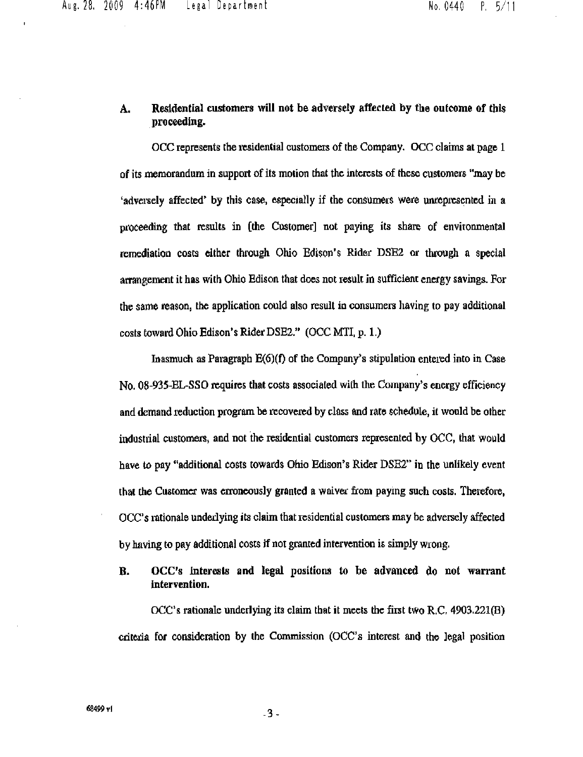**A. Residential customers will not be adversely affected by the outcome of this proceeding.**

OCC represents the residential customers of the Company. OCC claims at page 1 of its memorandum in support of its motion that the interests of these customers "may be 'adversely affected' by this case, especially if the consumers were unrepresented in a proceeding that results in [the Customer] not paying its share of environmental remediation costs either through Ohio Edison's Rider DSE2 or through a special arrangement it has with Ohio Edison that does not result in sufficient energy savings. For the same reason, the application could also result in consumers having to pay additional costs toward Ohio Edison's Rider DSE2." (OCC MTI, p. 1.)

Inasmuch as Paragraph E(6)(f) of the Company's stipulation entered into in Case No. 08-935-EL-SSO requires that costs associated with the Company's energy efficiency and demand reduction program be recovered by class and rate schedule, it would be other industrial customers, and not the residential customers represented by OCC, that would have to pay "additional costs towards Ohio Edison's Rider DSE2" in the unlikely event that the Customer was erroneously granted a waiver from paying such costs. Therefore, OCC's rationale underlying its claim that residential customers may be adversely affected by having to pay additional costs if not granted intervention is simply wrong.

**B. OCC's interests and legal positions to be advanced do not warrant intervention.**

OCC's rationale underlying its claim that it meets the first two R.C. 4903.221(B) criteria for consideration by the Commission (OCC's interest and the legal position

68499 v1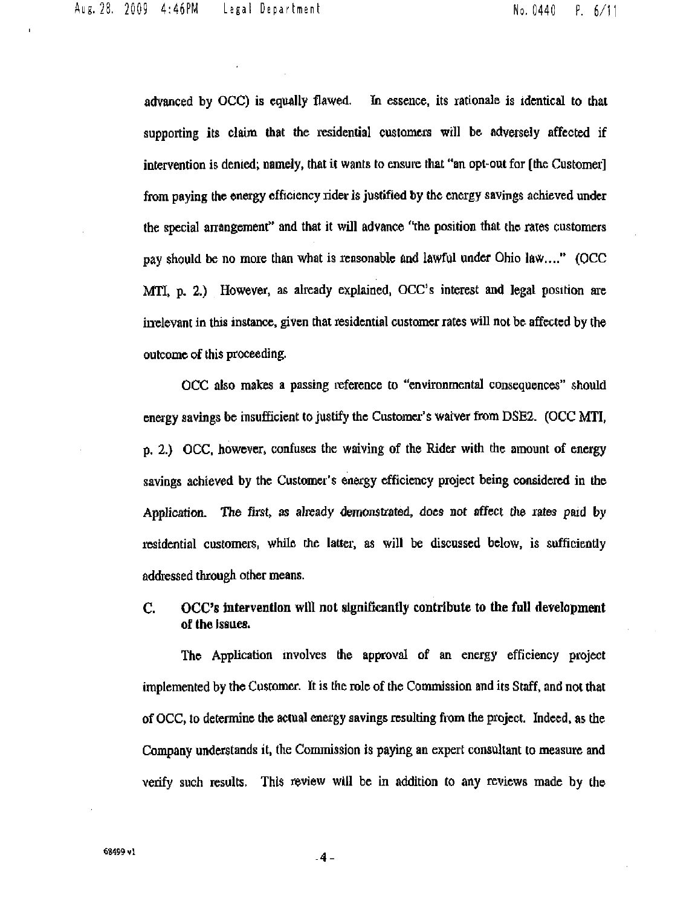advanced by OCC) is equally flawed. In essence, its rationale is identical to that supporting its claim that the residential customers will be adversely affected if intervention is denied; namely, that it wants to ensure that "an opt-out for [the Customer] from paying the energy efficiency rider is justified by the energy savings achieved under the special arrangement" and that it will advance "the position that the rates customers pay should be no more than what is reasonable and lawful under Ohio law…." (OCC MTI, p. 2.) However, as already explained, OCC's interest and legal position are irrelevant in this instance, given that residential customer rates will not be affected by the outcome of this proceeding.

OCC also makes a passing reference to "environmental consequences" should energy savings be insufficient to justify the Customer's waiver from DSE2. (OCC MTI, p. 2.) OCC, however, confuses the waiving of the Rider with the amount of energy savings achieved by the Customer's energy efficiency project being considered in the Application. *The first, as already demonstrated, does not affect the rates paid by* residential customers, while the latter, as will be discussed below, is sufficiently addressed through other means.

### C. OCC's intervention will not significantly contribute to the full development of the issues.

The Application involves the approval of an energy efficiency project implemented by the Customer. It is the role of the Commission and its Staff, and not that of OCC, to determine the actual energy savings resulting from the project. Indeed, as the Company understands it, the Commission is paying an expert consultant to measure and verify such results. This review will be in addition to any reviews made by the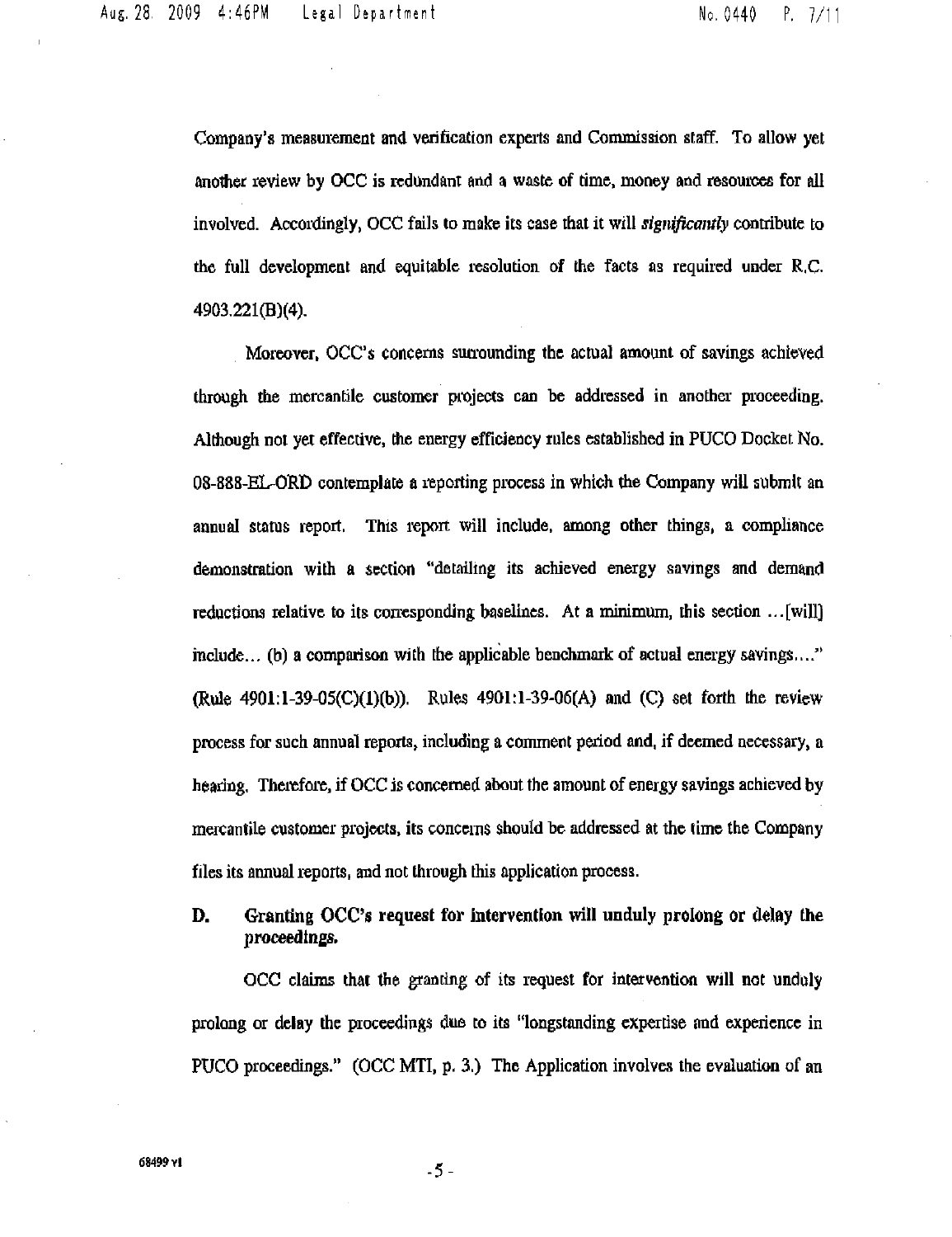Company's measurement and verification experts and Commission staff. To allow yet another review by OCC is redundant and a waste of time, money and resources for all involved. Accordingly, OCC fails to make its case that it will *significantly* contribute to the full development and equitable resolution of the facts as required under R.C. 4903.221(B)(4).

Moreover, OCC's concerns surrounding the actual amount of savings achieved through the mercantile customer projects can be addressed in another proceeding. Although not yet effective, the energy efficiency rules established in PUCO Docket No. 08-888-EL-ORD contemplate a reporting process in which the Company will submit an annual status report. This report will include, among other things, a compliance demonstration with a section "detailing its achieved energy savings and demand reductions relative to its corresponding baselines. At a minimum, this section ...[will] include... (b) a comparison with the applicable benchmark of actual energy savings...." (Rule 4901:1-39-05(C)(1)(b)). Rules 4901:1-39-06(A) and (C) set forth the review process for such annual reports, including a comment period and, if deemed necessary, a hearing. Therefore, if OCC is concerned about the amount of energy savings achieved by mercantile customer projects, its concerns should be addressed at the time the Company files its annual reports, and not through this application process.

## D. Granting OCC's request for intervention will unduly prolong or delay the proceedings.

OCC claims that the granting of its request for intervention will not unduly prolong or delay the proceedings due to its "longstanding expertise and experience in PUCO proceedings." (OCC MTI, p. 3.) The Application involves the evaluation of an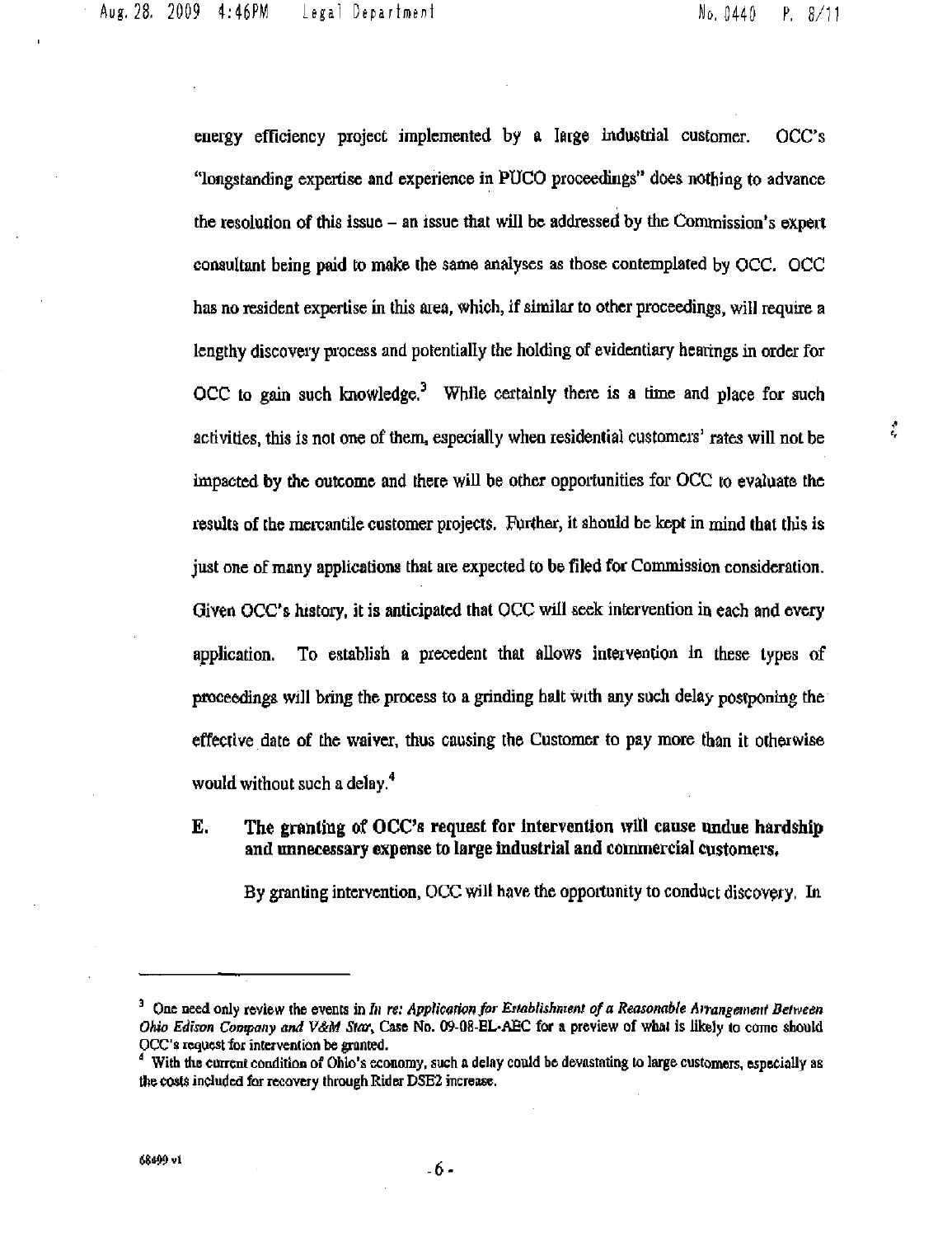energy efficiency project implemented by a large industrial customer. OCC's "longstanding expertise and experience in PUCO proceedings" does nothing to advance the resolution of this issue – an issue that will be addressed by the Commission's expert consultant being paid to make the same analyses as those contemplated by OCC. OCC has no resident expertise in this area, which, if similar to other proceedings, will require a lengthy discovery process and potentially the holding of evidentiary hearings in order for OCC to gain such knowledge.[3] While certainly there is a time and place for such activities, this is not one of them, especially when residential customers' rates will not be impacted by the outcome and there will be other opportunities for OCC to evaluate the results of the mercantile customer projects. Further, it should be kept in mind that this is just one of many applications that are expected to be filed for Commission consideration. Given OCC's history, it is anticipated that OCC will seek intervention in each and every application. To establish a precedent that allows intervention in these types of proceedings will bring the process to a grinding halt with any such delay postponing the effective date of the waiver, thus causing the Customer to pay more than it otherwise would without such a delay.[4]

**E. The granting of OCC's request for intervention will cause undue hardship and unnecessary expense to large industrial and commercial customers.**

By granting intervention, OCC will have the opportunity to conduct discovery. In

---

[3] One need only review the events in *In re: Application for Establishment of a Reasonable Arrangement Between Ohio Edison Company and V&M Star*, Case No. 09-08-EL-AEC for a preview of what is likely to come should OCC's request for intervention be granted.

[4] With the current condition of Ohio's economy, such a delay could be devastating to large customers, especially as the costs included for recovery through Rider DSE2 increase.

68499 v1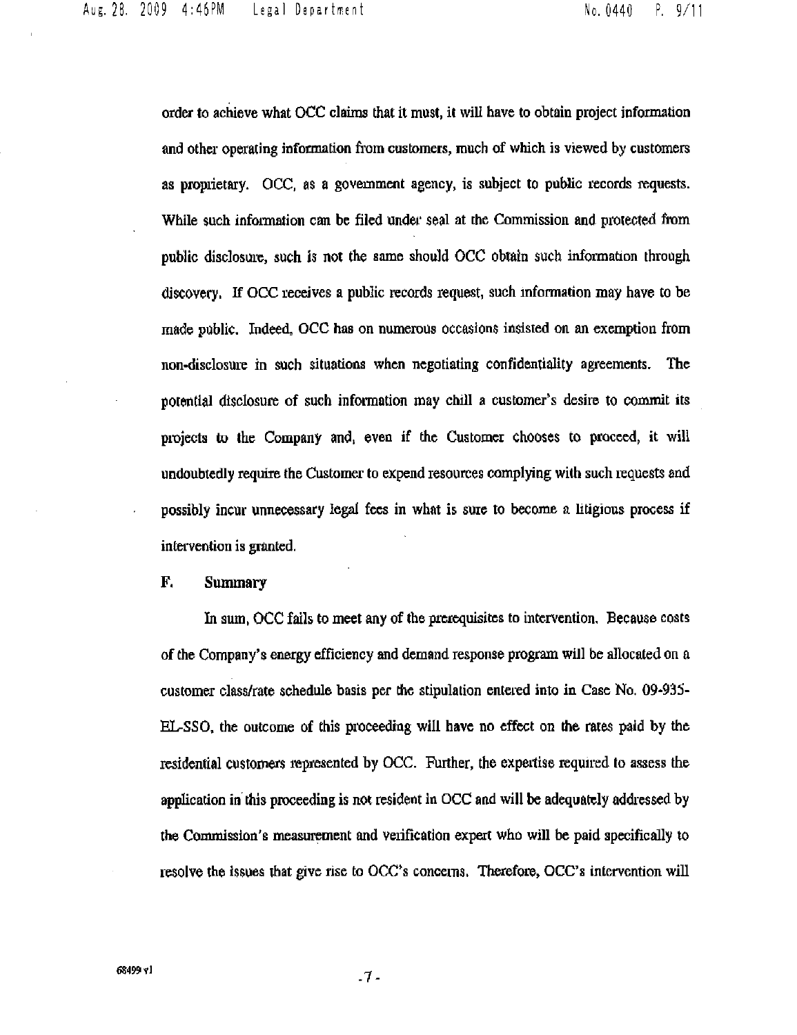order to achieve what OCC claims that it must, it will have to obtain project information and other operating information from customers, much of which is viewed by customers as proprietary. OCC, as a government agency, is subject to public records requests. While such information can be filed under seal at the Commission and protected from public disclosure, such is not the same should OCC obtain such information through discovery. If OCC receives a public records request, such information may have to be made public. Indeed, OCC has on numerous occasions insisted on an exemption from non-disclosure in such situations when negotiating confidentiality agreements. The potential disclosure of such information may chill a customer's desire to commit its projects to the Company and, even if the Customer chooses to proceed, it will undoubtedly require the Customer to expend resources complying with such requests and possibly incur unnecessary legal fees in what is sure to become a litigious process if intervention is granted.

## F. Summary

In sum, OCC fails to meet any of the prerequisites to intervention. Because costs of the Company's energy efficiency and demand response program will be allocated on a customer class/rate schedule basis per the stipulation entered into in Case No. 09-935-EL-SSO, the outcome of this proceeding will have no effect on the rates paid by the residential customers represented by OCC. Further, the expertise required to assess the application in this proceeding is not resident in OCC and will be adequately addressed by the Commission's measurement and verification expert who will be paid specifically to resolve the issues that give rise to OCC's concerns. Therefore, OCC's intervention will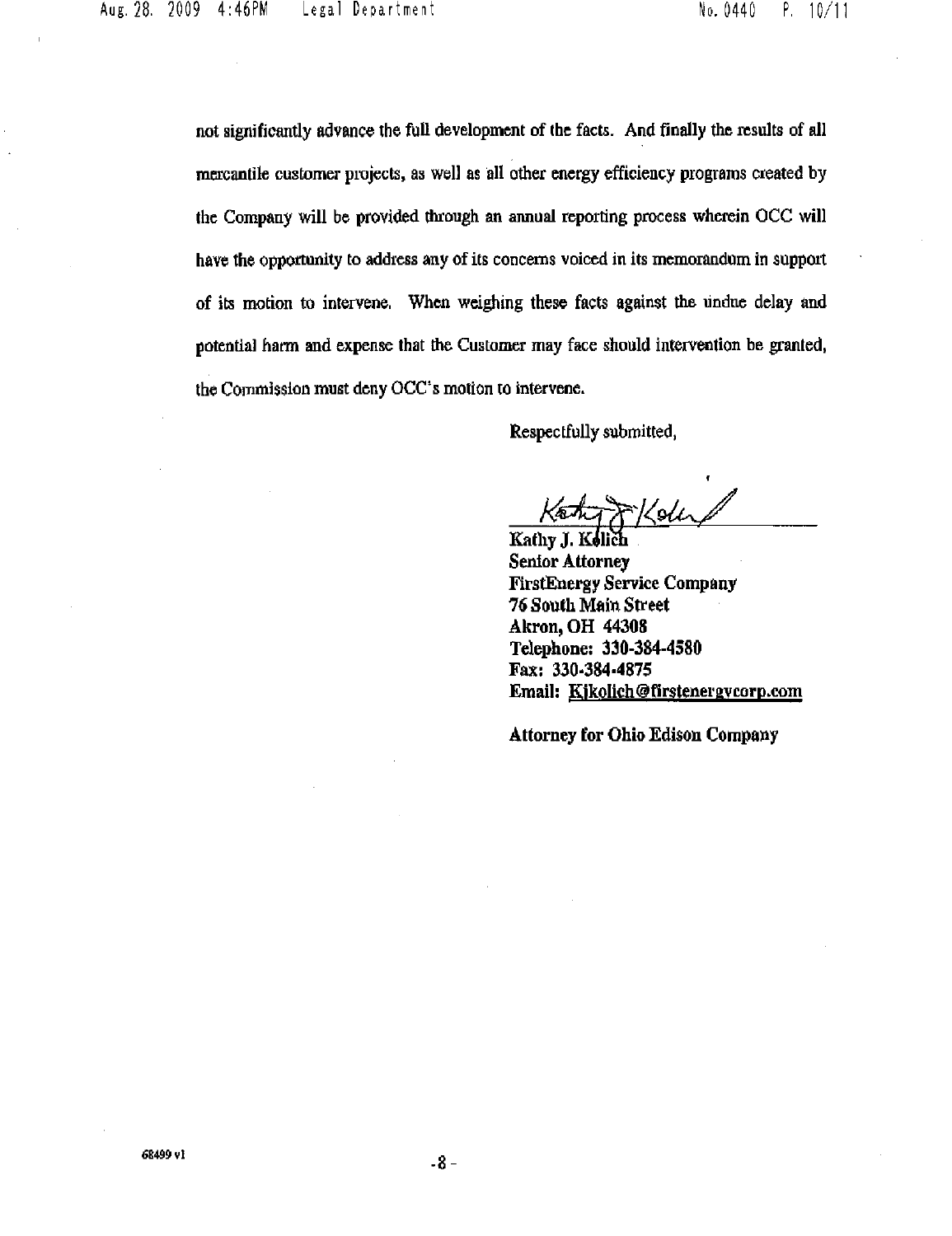not significantly advance the full development of the facts. And finally the results of all mercantile customer projects, as well as all other energy efficiency programs created by the Company will be provided through an annual reporting process wherein OCC will have the opportunity to address any of its concerns voiced in its memorandum in support of its motion to intervene. When weighing these facts against the undue delay and potential harm and expense that the Customer may face should intervention be granted, the Commission must deny OCC's motion to intervene.

Respectfully submitted,

**Kathy J. Kolich**
**Senior Attorney**
**FirstEnergy Service Company**
**76 South Main Street**
**Akron, OH 44308**
**Telephone: 330-384-4580**
**Fax: 330-384-4875**
**Email: Kjkolich@firstenergycorp.com**

**Attorney for Ohio Edison Company**

68499 v1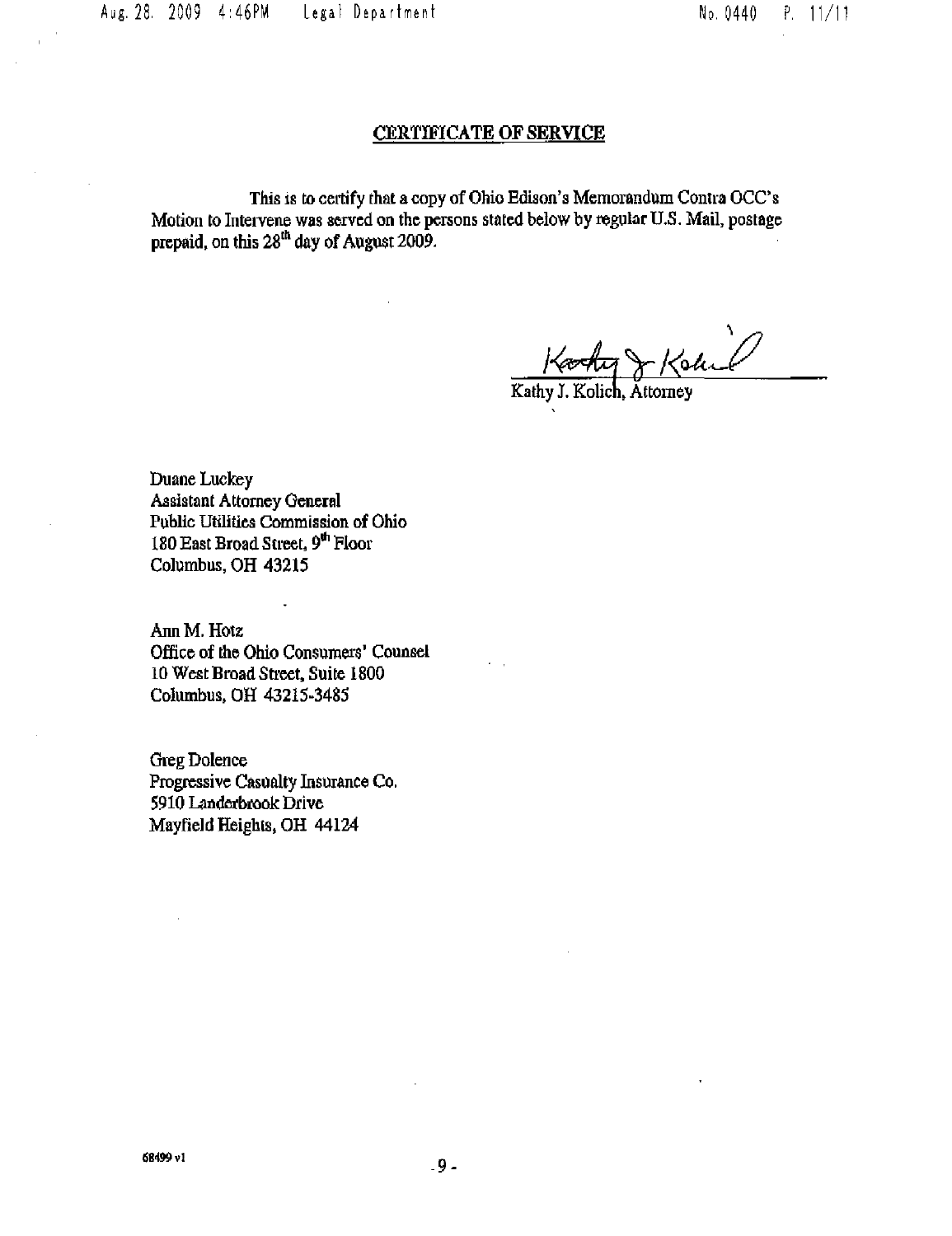## CERTIFICATE OF SERVICE

This is to certify that a copy of Ohio Edison's Memorandum Contra OCC's Motion to Intervene was served on the persons stated below by regular U.S. Mail, postage prepaid, on this 28th day of August 2009.

Kathy J. Kolich, Attorney

Duane Luckey
Assistant Attorney General
Public Utilities Commission of Ohio
180 East Broad Street, 9th Floor
Columbus, OH 43215

Ann M. Hotz
Office of the Ohio Consumers' Counsel
10 West Broad Street, Suite 1800
Columbus, OH 43215-3485

Greg Dolence
Progressive Casualty Insurance Co.
5910 Landerbrook Drive
Mayfield Heights, OH 44124

68499 v1